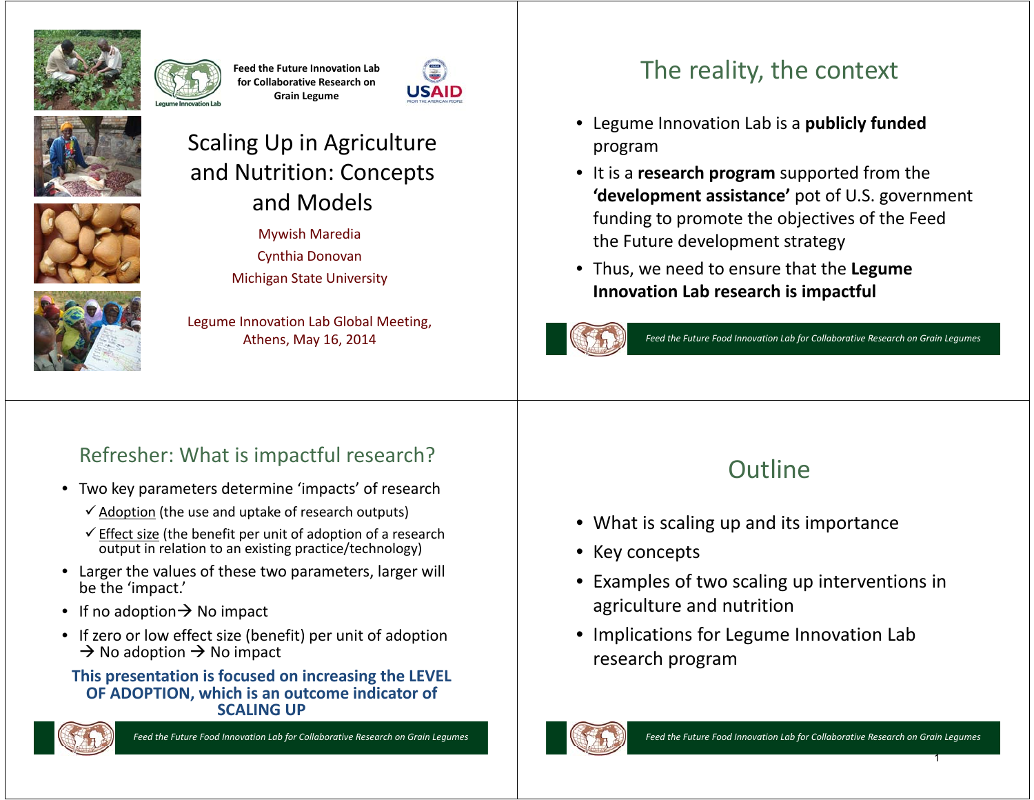Feed the Future Innovation Lab for Collaborative Research on Grain Legume

# Scaling Up in Agriculture and Nutrition: Concepts and Models

Mywish Maredia

Cynthia Donovan

Michigan State University

Legume Innovation Lab Global Meeting, Athens, May 16, 2014

## The reality, the context

- Legume Innovation Lab is a **publicly funded** program
- It is a **research program** supported from the **'development assistance'** pot of U.S. government funding to promote the objectives of the Feed the Future development strategy
- Thus, we need to ensure that the **Legume Innovation Lab research is impactful**

## Refresher: What is impactful research?

- Two key parameters determine 'impacts' of research
  - ✓ Adoption (the use and uptake of research outputs)
  - ✓ Effect size (the benefit per unit of adoption of a research output in relation to an existing practice/technology)
- Larger the values of these two parameters, larger will be the 'impact.'
- If no adoption → No impact
- If zero or low effect size (benefit) per unit of adoption → No adoption → No impact

**This presentation is focused on increasing the LEVEL OF ADOPTION, which is an outcome indicator of SCALING UP**

## Outline

- What is scaling up and its importance
- Key concepts
- Examples of two scaling up interventions in agriculture and nutrition
- Implications for Legume Innovation Lab research program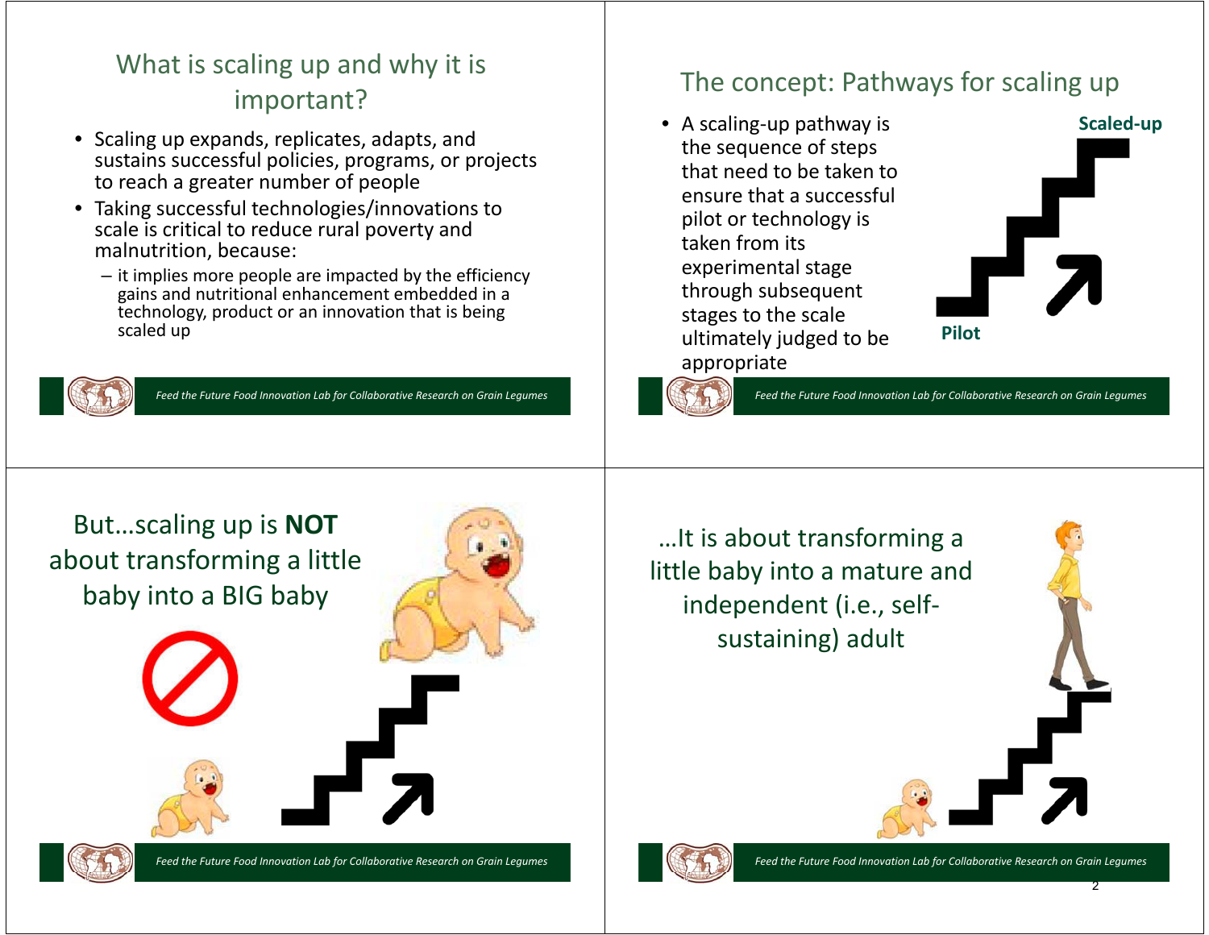## What is scaling up and why it is important?

- Scaling up expands, replicates, adapts, and sustains successful policies, programs, or projects to reach a greater number of people
- Taking successful technologies/innovations to scale is critical to reduce rural poverty and malnutrition, because:
  - it implies more people are impacted by the efficiency gains and nutritional enhancement embedded in a technology, product or an innovation that is being scaled up

## The concept: Pathways for scaling up

- A scaling-up pathway is the sequence of steps that need to be taken to ensure that a successful pilot or technology is taken from its experimental stage through subsequent stages to the scale ultimately judged to be appropriate

**Scaled-up**

**Pilot**

## But…scaling up is **NOT** about transforming a little baby into a BIG baby

## …It is about transforming a little baby into a mature and independent (i.e., self-sustaining) adult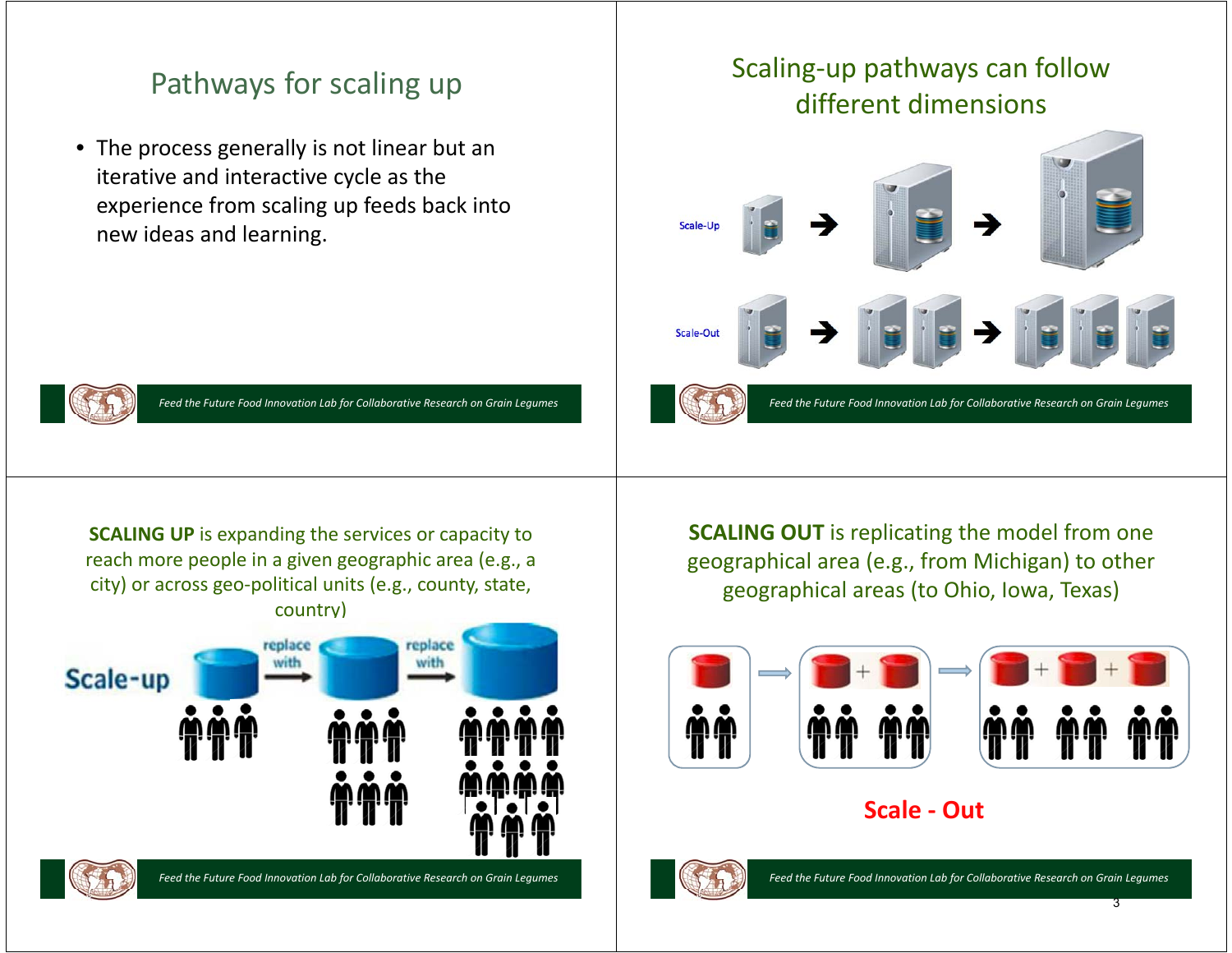## Pathways for scaling up

- The process generally is not linear but an iterative and interactive cycle as the experience from scaling up feeds back into new ideas and learning.

*Feed the Future Food Innovation Lab for Collaborative Research on Grain Legumes*

## Scaling-up pathways can follow different dimensions

Scale-Up

Scale-Out

*Feed the Future Food Innovation Lab for Collaborative Research on Grain Legumes*

**SCALING UP** is expanding the services or capacity to reach more people in a given geographic area (e.g., a city) or across geo-political units (e.g., county, state, country)

Scale-up — replace with — replace with

*Feed the Future Food Innovation Lab for Collaborative Research on Grain Legumes*

**SCALING OUT** is replicating the model from one geographical area (e.g., from Michigan) to other geographical areas (to Ohio, Iowa, Texas)

**Scale - Out**

*Feed the Future Food Innovation Lab for Collaborative Research on Grain Legumes*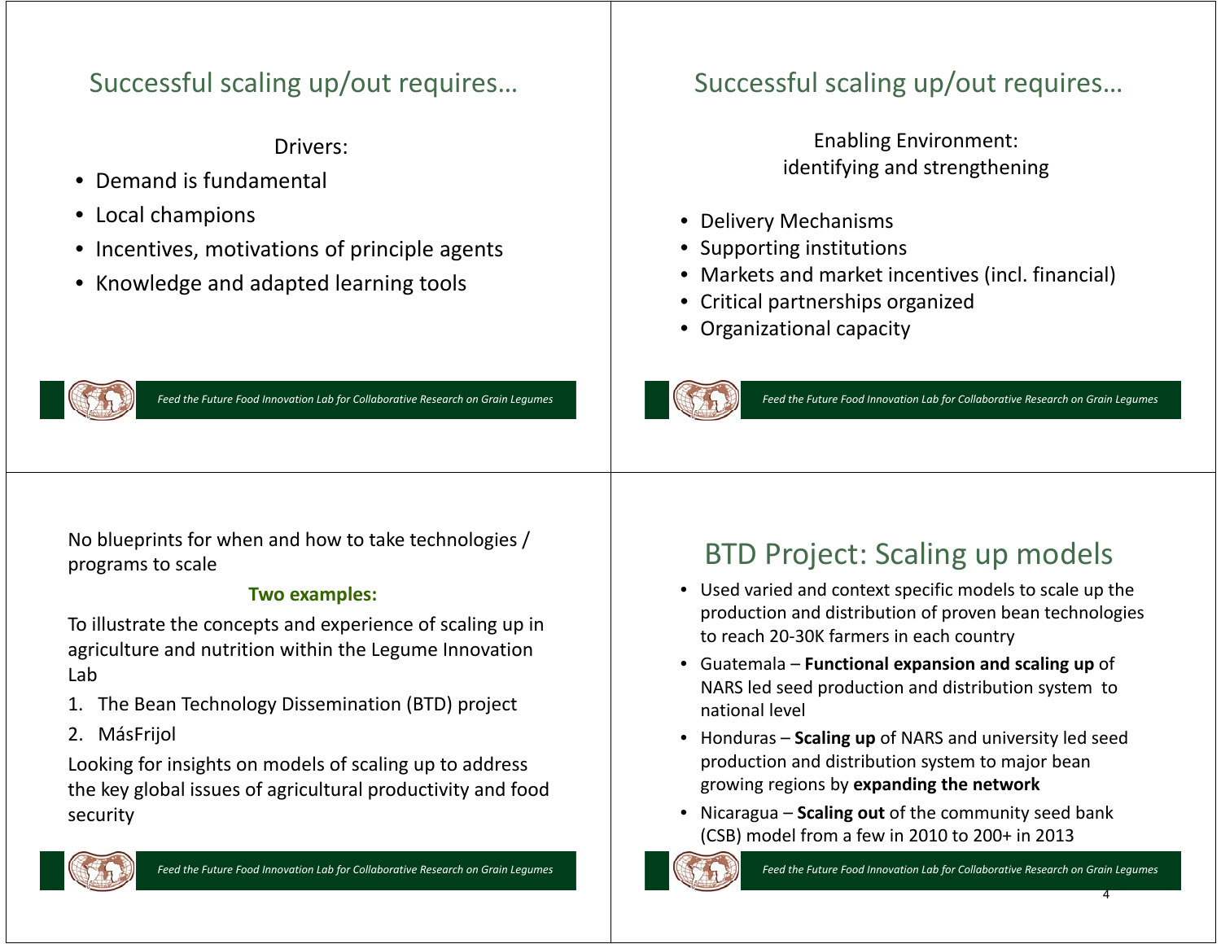## Successful scaling up/out requires…

Drivers:

- Demand is fundamental
- Local champions
- Incentives, motivations of principle agents
- Knowledge and adapted learning tools

## Successful scaling up/out requires…

Enabling Environment:
identifying and strengthening

- Delivery Mechanisms
- Supporting institutions
- Markets and market incentives (incl. financial)
- Critical partnerships organized
- Organizational capacity

No blueprints for when and how to take technologies / programs to scale

**Two examples:**

To illustrate the concepts and experience of scaling up in agriculture and nutrition within the Legume Innovation Lab

1. The Bean Technology Dissemination (BTD) project
2. MásFrijol

Looking for insights on models of scaling up to address the key global issues of agricultural productivity and food security

## BTD Project: Scaling up models

- Used varied and context specific models to scale up the production and distribution of proven bean technologies to reach 20-30K farmers in each country
- Guatemala – **Functional expansion and scaling up** of NARS led seed production and distribution system to national level
- Honduras – **Scaling up** of NARS and university led seed production and distribution system to major bean growing regions by **expanding the network**
- Nicaragua – **Scaling out** of the community seed bank (CSB) model from a few in 2010 to 200+ in 2013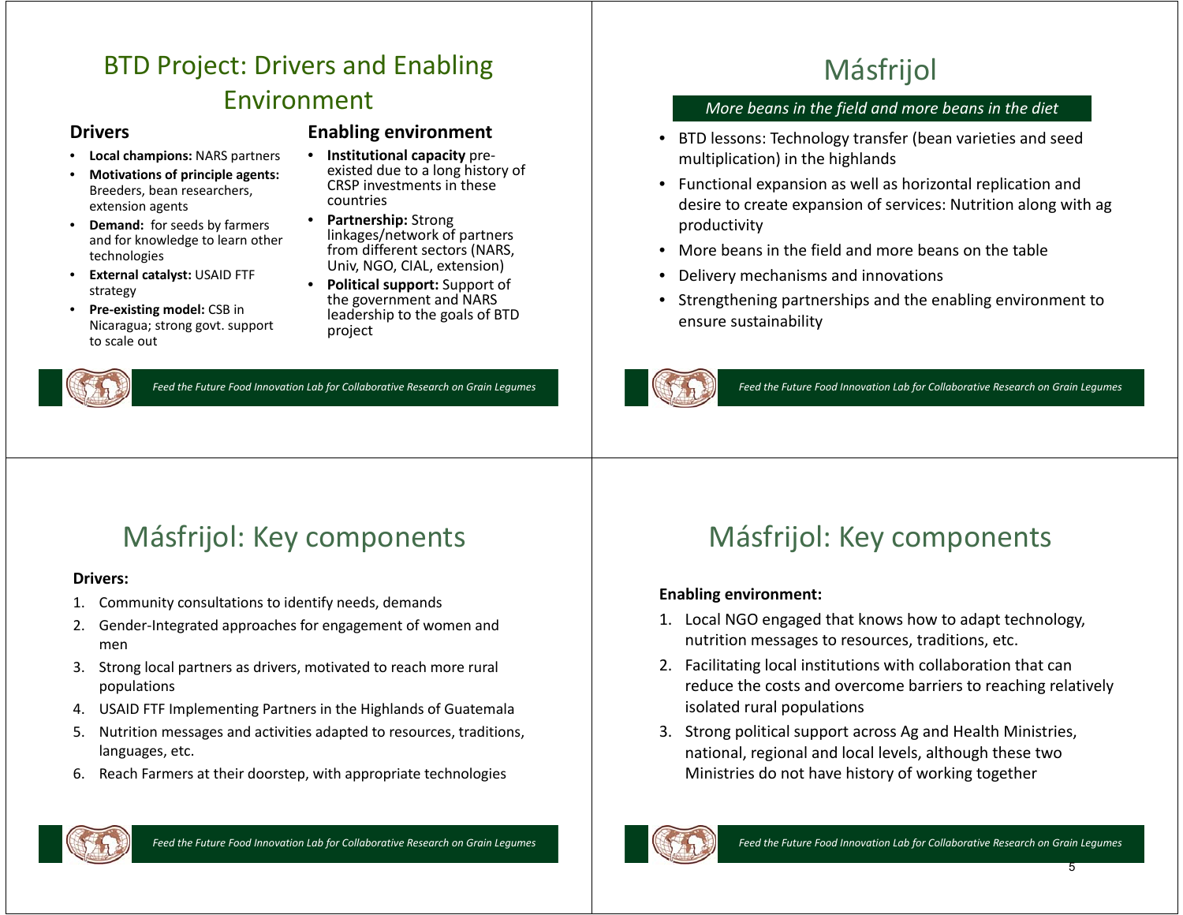# BTD Project: Drivers and Enabling Environment

### Drivers

- **Local champions:** NARS partners
- **Motivations of principle agents:** Breeders, bean researchers, extension agents
- **Demand:** for seeds by farmers and for knowledge to learn other technologies
- **External catalyst:** USAID FTF strategy
- **Pre-existing model:** CSB in Nicaragua; strong govt. support to scale out

### Enabling environment

- **Institutional capacity** pre-existed due to a long history of CRSP investments in these countries
- **Partnership:** Strong linkages/network of partners from different sectors (NARS, Univ, NGO, CIAL, extension)
- **Political support:** Support of the government and NARS leadership to the goals of BTD project

*Feed the Future Food Innovation Lab for Collaborative Research on Grain Legumes*

# Másfrijol

*More beans in the field and more beans in the diet*

- BTD lessons: Technology transfer (bean varieties and seed multiplication) in the highlands
- Functional expansion as well as horizontal replication and desire to create expansion of services: Nutrition along with ag productivity
- More beans in the field and more beans on the table
- Delivery mechanisms and innovations
- Strengthening partnerships and the enabling environment to ensure sustainability

*Feed the Future Food Innovation Lab for Collaborative Research on Grain Legumes*

# Másfrijol: Key components

**Drivers:**

1. Community consultations to identify needs, demands
2. Gender-Integrated approaches for engagement of women and men
3. Strong local partners as drivers, motivated to reach more rural populations
4. USAID FTF Implementing Partners in the Highlands of Guatemala
5. Nutrition messages and activities adapted to resources, traditions, languages, etc.
6. Reach Farmers at their doorstep, with appropriate technologies

*Feed the Future Food Innovation Lab for Collaborative Research on Grain Legumes*

# Másfrijol: Key components

**Enabling environment:**

1. Local NGO engaged that knows how to adapt technology, nutrition messages to resources, traditions, etc.
2. Facilitating local institutions with collaboration that can reduce the costs and overcome barriers to reaching relatively isolated rural populations
3. Strong political support across Ag and Health Ministries, national, regional and local levels, although these two Ministries do not have history of working together

*Feed the Future Food Innovation Lab for Collaborative Research on Grain Legumes*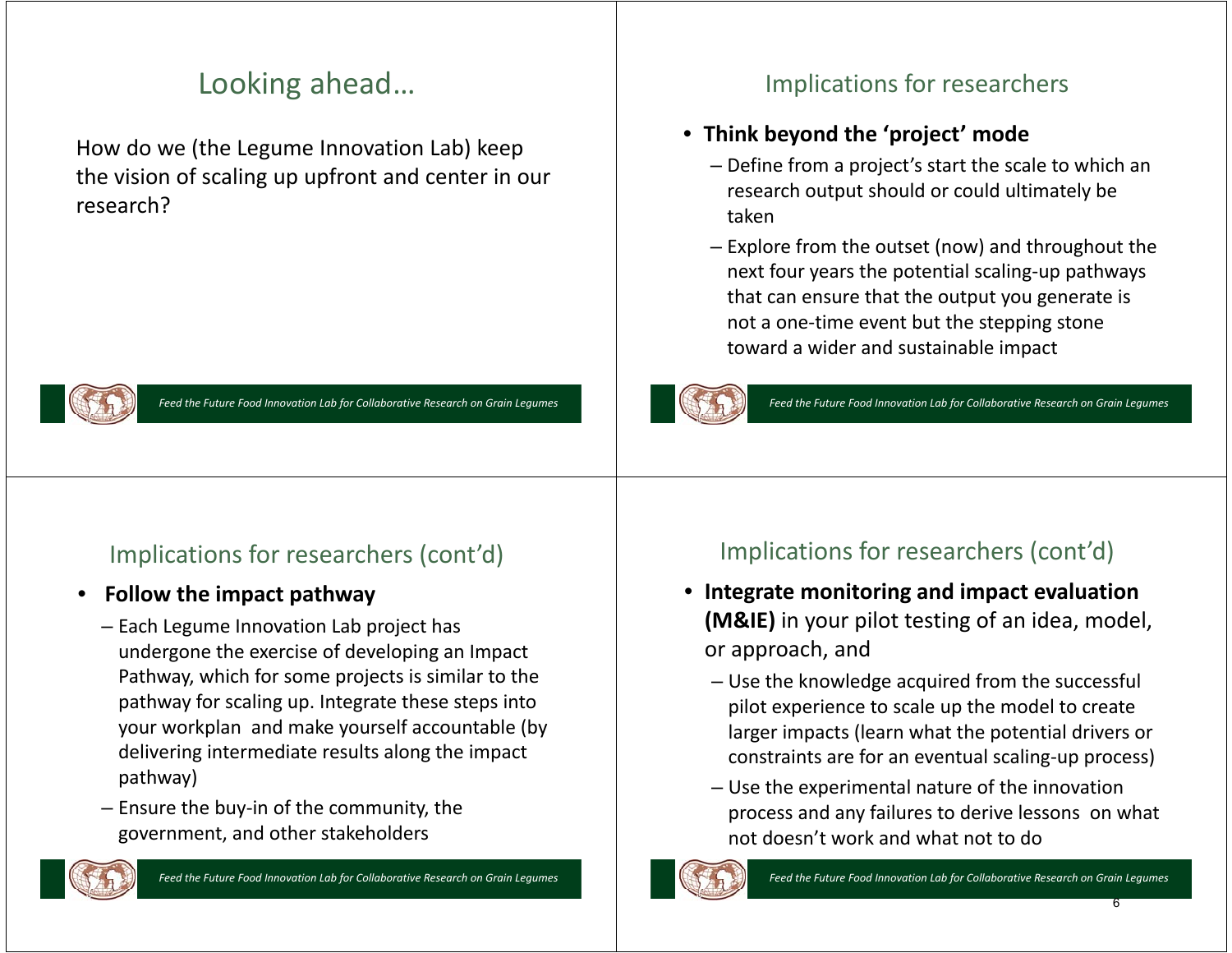## Looking ahead…

How do we (the Legume Innovation Lab) keep the vision of scaling up upfront and center in our research?

## Implications for researchers

- **Think beyond the 'project' mode**
  - Define from a project's start the scale to which an research output should or could ultimately be taken
  - Explore from the outset (now) and throughout the next four years the potential scaling-up pathways that can ensure that the output you generate is not a one-time event but the stepping stone toward a wider and sustainable impact

## Implications for researchers (cont'd)

- **Follow the impact pathway**
  - Each Legume Innovation Lab project has undergone the exercise of developing an Impact Pathway, which for some projects is similar to the pathway for scaling up. Integrate these steps into your workplan and make yourself accountable (by delivering intermediate results along the impact pathway)
  - Ensure the buy-in of the community, the government, and other stakeholders

## Implications for researchers (cont'd)

- **Integrate monitoring and impact evaluation (M&IE)** in your pilot testing of an idea, model, or approach, and
  - Use the knowledge acquired from the successful pilot experience to scale up the model to create larger impacts (learn what the potential drivers or constraints are for an eventual scaling-up process)
  - Use the experimental nature of the innovation process and any failures to derive lessons on what not doesn't work and what not to do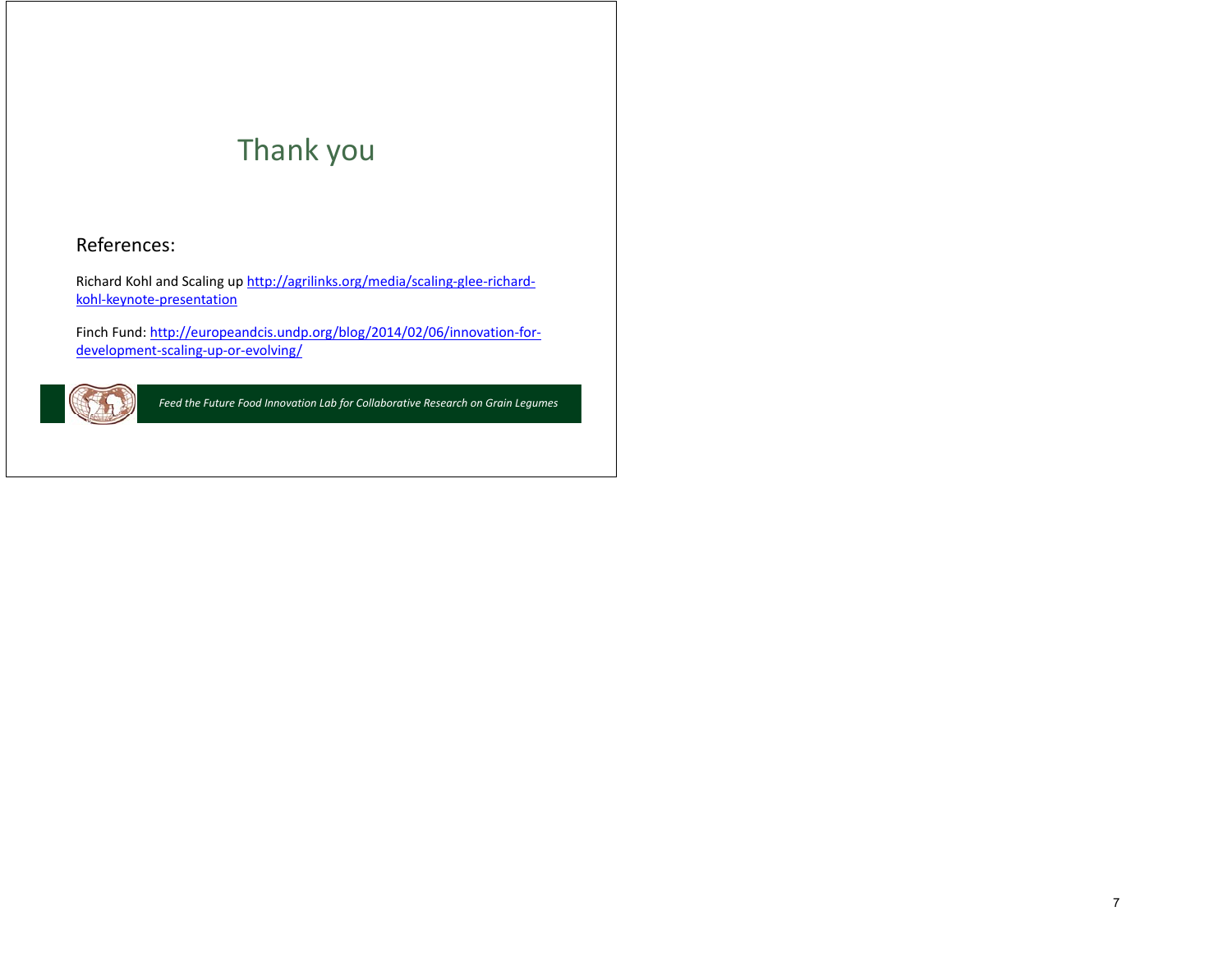# Thank you

References:

Richard Kohl and Scaling up http://agrilinks.org/media/scaling-glee-richard-kohl-keynote-presentation

Finch Fund: http://europeandcis.undp.org/blog/2014/02/06/innovation-for-development-scaling-up-or-evolving/

*Feed the Future Food Innovation Lab for Collaborative Research on Grain Legumes*